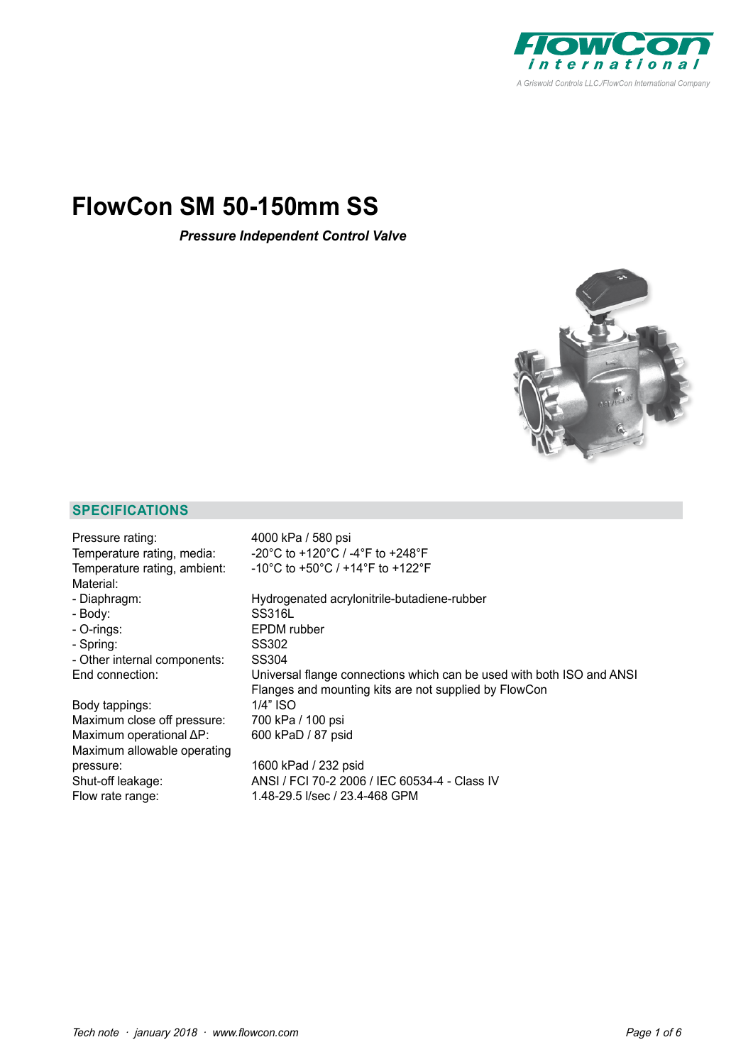# FlowCon SM 50-150mm SS

***Pressure Independent Control Valve***

## SPECIFICATIONS

| | |
|---|---|
| Pressure rating: | 4000 kPa / 580 psi |
| Temperature rating, media: | -20°C to +120°C / -4°F to +248°F |
| Temperature rating, ambient: | -10°C to +50°C / +14°F to +122°F |
| Material: | |
| - Diaphragm: | Hydrogenated acrylonitrile-butadiene-rubber |
| - Body: | SS316L |
| - O-rings: | EPDM rubber |
| - Spring: | SS302 |
| - Other internal components: | SS304 |
| End connection: | Universal flange connections which can be used with both ISO and ANSI Flanges and mounting kits are not supplied by FlowCon |
| Body tappings: | 1/4" ISO |
| Maximum close off pressure: | 700 kPa / 100 psi |
| Maximum operational ΔP: | 600 kPaD / 87 psid |
| Maximum allowable operating pressure: | 1600 kPad / 232 psid |
| Shut-off leakage: | ANSI / FCI 70-2 2006 / IEC 60534-4 - Class IV |
| Flow rate range: | 1.48-29.5 l/sec / 23.4-468 GPM |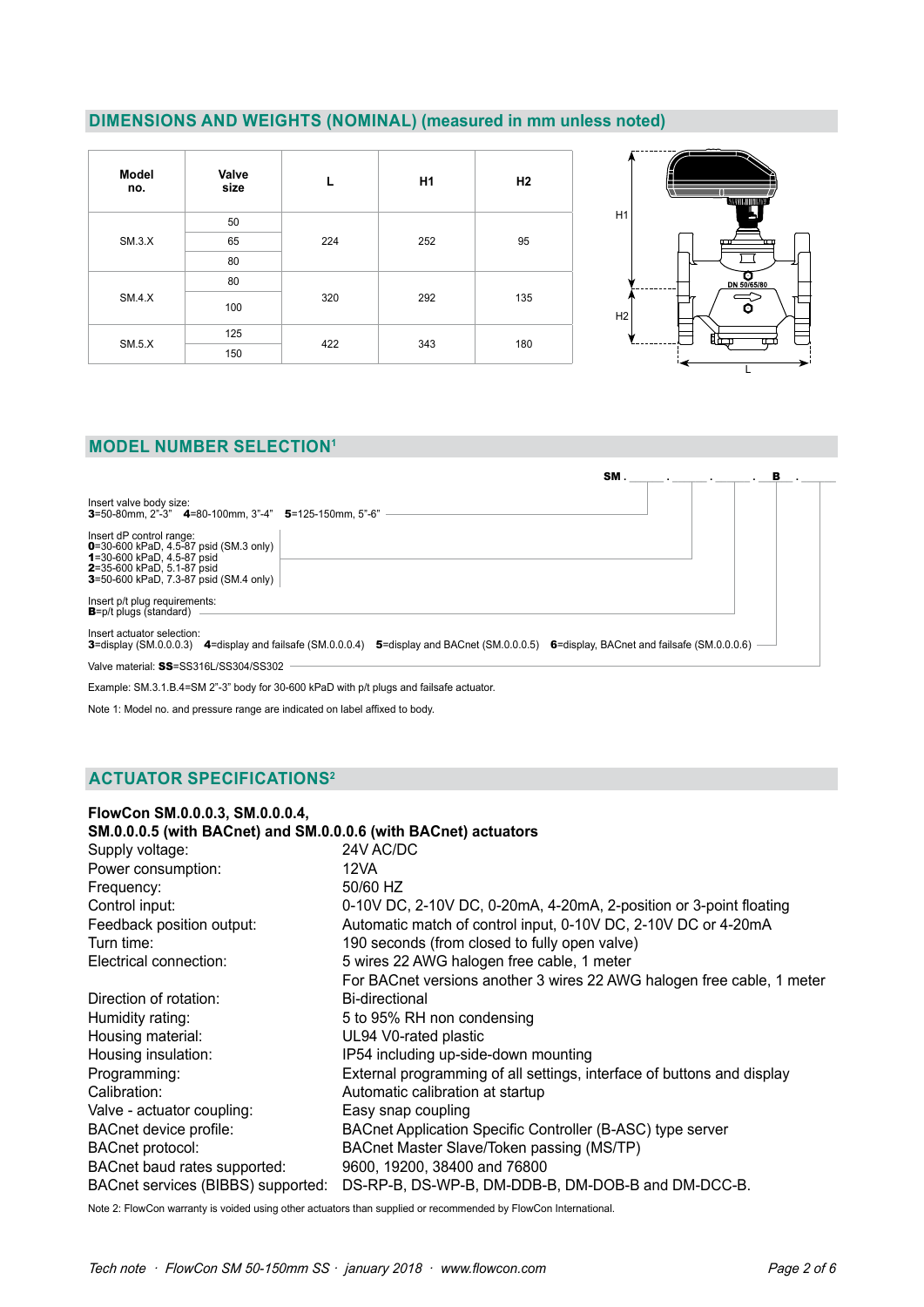## DIMENSIONS AND WEIGHTS (NOMINAL) (measured in mm unless noted)

| Model no. | Valve size | L | H1 | H2 |
|---|---|---|---|---|
| SM.3.X | 50 | 224 | 252 | 95 |
| | 65 | | | |
| | 80 | | | |
| SM.4.X | 80 | 320 | 292 | 135 |
| | 100 | | | |
| SM.5.X | 125 | 422 | 343 | 180 |
| | 150 | | | |

## MODEL NUMBER SELECTION[1]

SM. ____ . ____ . ____ . B . ____

Insert valve body size:
**3**=50-80mm, 2"-3" **4**=80-100mm, 3"-4" **5**=125-150mm, 5"-6"

Insert dP control range:
**0**=30-600 kPaD, 4.5-87 psid (SM.3 only)
**1**=30-600 kPaD, 4.5-87 psid
**2**=35-600 kPaD, 5.1-87 psid
**3**=50-600 kPaD, 7.3-87 psid (SM.4 only)

Insert p/t plug requirements:
**B**=p/t plugs (standard)

Insert actuator selection:
**3**=display (SM.0.0.0.3) **4**=display and failsafe (SM.0.0.0.4) **5**=display and BACnet (SM.0.0.0.5) **6**=display, BACnet and failsafe (SM.0.0.0.6)

Valve material: **SS**=SS316L/SS304/SS302

Example: SM.3.1.B.4=SM 2"-3" body for 30-600 kPaD with p/t plugs and failsafe actuator.

Note 1: Model no. and pressure range are indicated on label affixed to body.

## ACTUATOR SPECIFICATIONS[2]

**FlowCon SM.0.0.0.3, SM.0.0.0.4, SM.0.0.0.5 (with BACnet) and SM.0.0.0.6 (with BACnet) actuators**

| | |
|---|---|
| Supply voltage: | 24V AC/DC |
| Power consumption: | 12VA |
| Frequency: | 50/60 HZ |
| Control input: | 0-10V DC, 2-10V DC, 0-20mA, 4-20mA, 2-position or 3-point floating |
| Feedback position output: | Automatic match of control input, 0-10V DC, 2-10V DC or 4-20mA |
| Turn time: | 190 seconds (from closed to fully open valve) |
| Electrical connection: | 5 wires 22 AWG halogen free cable, 1 meter<br>For BACnet versions another 3 wires 22 AWG halogen free cable, 1 meter |
| Direction of rotation: | Bi-directional |
| Humidity rating: | 5 to 95% RH non condensing |
| Housing material: | UL94 V0-rated plastic |
| Housing insulation: | IP54 including up-side-down mounting |
| Programming: | External programming of all settings, interface of buttons and display |
| Calibration: | Automatic calibration at startup |
| Valve - actuator coupling: | Easy snap coupling |
| BACnet device profile: | BACnet Application Specific Controller (B-ASC) type server |
| BACnet protocol: | BACnet Master Slave/Token passing (MS/TP) |
| BACnet baud rates supported: | 9600, 19200, 38400 and 76800 |
| BACnet services (BIBBS) supported: | DS-RP-B, DS-WP-B, DM-DDB-B, DM-DOB-B and DM-DCC-B. |

Note 2: FlowCon warranty is voided using other actuators than supplied or recommended by FlowCon International.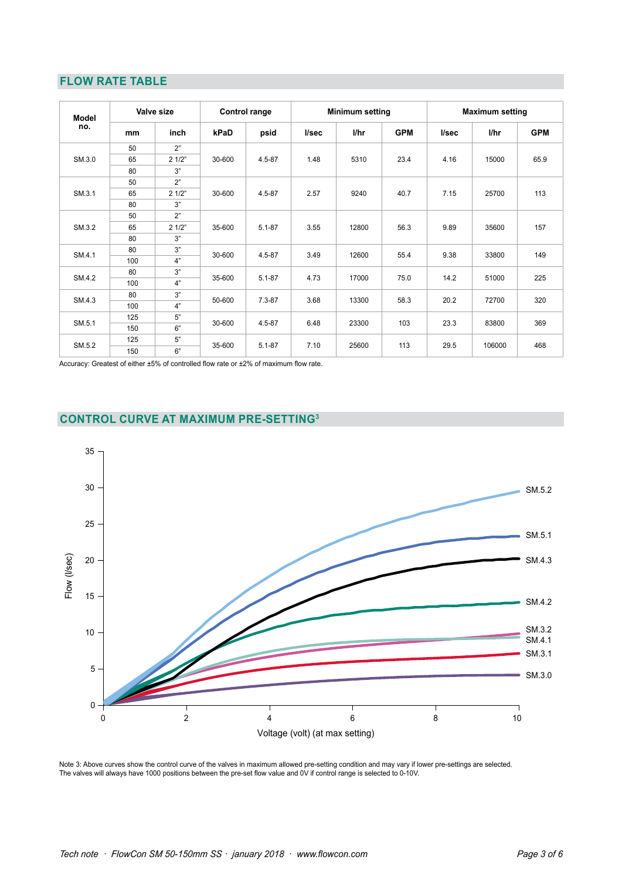## FLOW RATE TABLE

| Model no. | Valve size | | Control range | | Minimum setting | | | Maximum setting | | |
|---|---|---|---|---|---|---|---|---|---|---|
| | mm | inch | kPaD | psid | l/sec | l/hr | GPM | l/sec | l/hr | GPM |
| SM.3.0 | 50 | 2" | 30-600 | 4.5-87 | 1.48 | 5310 | 23.4 | 4.16 | 15000 | 65.9 |
| | 65 | 2 1/2" | | | | | | | | |
| | 80 | 3" | | | | | | | | |
| SM.3.1 | 50 | 2" | 30-600 | 4.5-87 | 2.57 | 9240 | 40.7 | 7.15 | 25700 | 113 |
| | 65 | 2 1/2" | | | | | | | | |
| | 80 | 3" | | | | | | | | |
| SM.3.2 | 50 | 2" | 35-600 | 5.1-87 | 3.55 | 12800 | 56.3 | 9.89 | 35600 | 157 |
| | 65 | 2 1/2" | | | | | | | | |
| | 80 | 3" | | | | | | | | |
| SM.4.1 | 80 | 3" | 30-600 | 4.5-87 | 3.49 | 12600 | 55.4 | 9.38 | 33800 | 149 |
| | 100 | 4" | | | | | | | | |
| SM.4.2 | 80 | 3" | 35-600 | 5.1-87 | 4.73 | 17000 | 75.0 | 14.2 | 51000 | 225 |
| | 100 | 4" | | | | | | | | |
| SM.4.3 | 80 | 3" | 50-600 | 7.3-87 | 3.68 | 13300 | 58.3 | 20.2 | 72700 | 320 |
| | 100 | 4" | | | | | | | | |
| SM.5.1 | 125 | 5" | 30-600 | 4.5-87 | 6.48 | 23300 | 103 | 23.3 | 83800 | 369 |
| | 150 | 6" | | | | | | | | |
| SM.5.2 | 125 | 5" | 35-600 | 5.1-87 | 7.10 | 25600 | 113 | 29.5 | 106000 | 468 |
| | 150 | 6" | | | | | | | | |

Accuracy: Greatest of either ±5% of controlled flow rate or ±2% of maximum flow rate.

## CONTROL CURVE AT MAXIMUM PRE-SETTING[3]

Flow (l/sec) vs. Voltage (volt) (at max setting): curves for SM.5.2, SM.5.1, SM.4.3, SM.4.2, SM.3.2, SM.4.1, SM.3.1, SM.3.0

Note 3: Above curves show the control curve of the valves in maximum allowed pre-setting condition and may vary if lower pre-settings are selected.
The valves will always have 1000 positions between the pre-set flow value and 0V if control range is selected to 0-10V.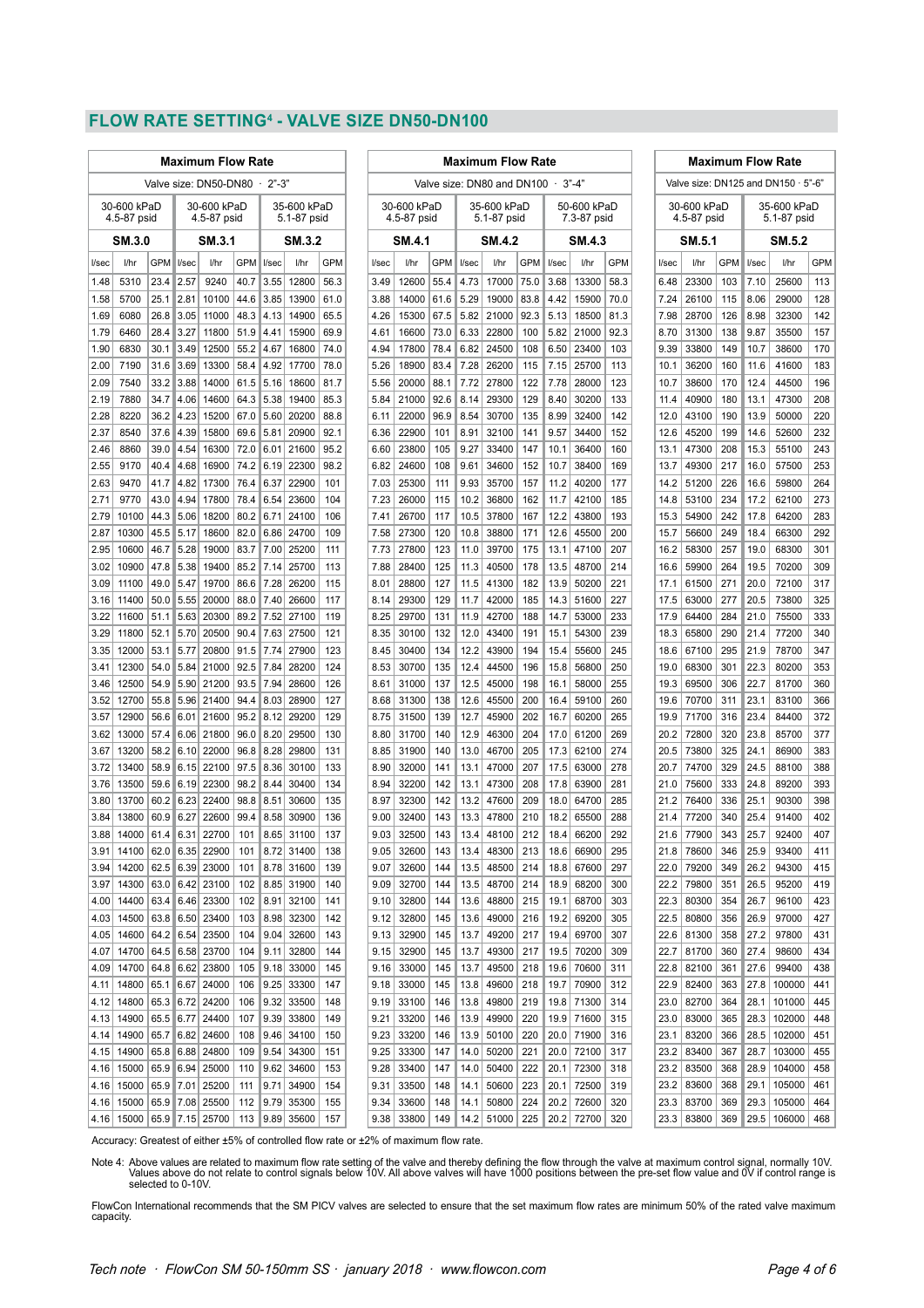## FLOW RATE SETTING[4] - VALVE SIZE DN50-DN100

| Maximum Flow Rate | | | | | | | | |
|---|---|---|---|---|---|---|---|---|
| Valve size: DN50-DN80 · 2"-3" | | | | | | | | |
| 30-600 kPaD 4.5-87 psid | | | 30-600 kPaD 4.5-87 psid | | | 35-600 kPaD 5.1-87 psid | | |
| SM.3.0 | | | SM.3.1 | | | SM.3.2 | | |
| l/sec | l/hr | GPM | l/sec | l/hr | GPM | l/sec | l/hr | GPM |
| 1.48 | 5310 | 23.4 | 2.57 | 9240 | 40.7 | 3.55 | 12800 | 56.3 |
| 1.58 | 5700 | 25.1 | 2.81 | 10100 | 44.6 | 3.85 | 13900 | 61.0 |
| 1.69 | 6080 | 26.8 | 3.05 | 11000 | 48.3 | 4.13 | 14900 | 65.5 |
| 1.79 | 6460 | 28.4 | 3.27 | 11800 | 51.9 | 4.41 | 15900 | 69.9 |
| 1.90 | 6830 | 30.1 | 3.49 | 12500 | 55.2 | 4.67 | 16800 | 74.0 |
| 2.00 | 7190 | 31.6 | 3.69 | 13300 | 58.4 | 4.92 | 17700 | 78.0 |
| 2.09 | 7540 | 33.2 | 3.88 | 14000 | 61.5 | 5.16 | 18600 | 81.7 |
| 2.19 | 7880 | 34.7 | 4.06 | 14600 | 64.3 | 5.38 | 19400 | 85.3 |
| 2.28 | 8220 | 36.2 | 4.23 | 15200 | 67.0 | 5.60 | 20200 | 88.8 |
| 2.37 | 8540 | 37.6 | 4.39 | 15800 | 69.6 | 5.81 | 20900 | 92.1 |
| 2.46 | 8860 | 39.0 | 4.54 | 16300 | 72.0 | 6.01 | 21600 | 95.2 |
| 2.55 | 9170 | 40.4 | 4.68 | 16900 | 74.2 | 6.19 | 22300 | 98.2 |
| 2.63 | 9470 | 41.7 | 4.82 | 17300 | 76.4 | 6.37 | 22900 | 101 |
| 2.71 | 9770 | 43.0 | 4.94 | 17800 | 78.4 | 6.54 | 23600 | 104 |
| 2.79 | 10100 | 44.3 | 5.06 | 18200 | 80.2 | 6.71 | 24100 | 106 |
| 2.87 | 10300 | 45.5 | 5.17 | 18600 | 82.0 | 6.86 | 24700 | 109 |
| 2.95 | 10600 | 46.7 | 5.28 | 19000 | 83.7 | 7.00 | 25200 | 111 |
| 3.02 | 10900 | 47.8 | 5.38 | 19400 | 85.2 | 7.14 | 25700 | 113 |
| 3.09 | 11100 | 49.0 | 5.47 | 19700 | 86.6 | 7.28 | 26200 | 115 |
| 3.16 | 11400 | 50.0 | 5.55 | 20000 | 88.0 | 7.40 | 26600 | 117 |
| 3.22 | 11600 | 51.1 | 5.63 | 20300 | 89.2 | 7.52 | 27100 | 119 |
| 3.29 | 11800 | 52.1 | 5.70 | 20500 | 90.4 | 7.63 | 27500 | 121 |
| 3.35 | 12000 | 53.1 | 5.77 | 20800 | 91.5 | 7.74 | 27900 | 123 |
| 3.41 | 12300 | 54.0 | 5.84 | 21000 | 92.5 | 7.84 | 28200 | 124 |
| 3.46 | 12500 | 54.9 | 5.90 | 21200 | 93.5 | 7.94 | 28600 | 126 |
| 3.52 | 12700 | 55.8 | 5.96 | 21400 | 94.4 | 8.03 | 28900 | 127 |
| 3.57 | 12900 | 56.6 | 6.01 | 21600 | 95.2 | 8.12 | 29200 | 129 |
| 3.62 | 13000 | 57.4 | 6.06 | 21800 | 96.0 | 8.20 | 29500 | 130 |
| 3.67 | 13200 | 58.2 | 6.10 | 22000 | 96.8 | 8.28 | 29800 | 131 |
| 3.72 | 13400 | 58.9 | 6.15 | 22100 | 97.5 | 8.36 | 30100 | 133 |
| 3.76 | 13500 | 59.6 | 6.19 | 22300 | 98.2 | 8.44 | 30400 | 134 |
| 3.80 | 13700 | 60.2 | 6.23 | 22400 | 98.8 | 8.51 | 30600 | 135 |
| 3.84 | 13800 | 60.9 | 6.27 | 22600 | 99.4 | 8.58 | 30900 | 136 |
| 3.88 | 14000 | 61.4 | 6.31 | 22700 | 101 | 8.65 | 31100 | 137 |
| 3.91 | 14100 | 62.0 | 6.35 | 22900 | 101 | 8.72 | 31400 | 138 |
| 3.94 | 14200 | 62.5 | 6.39 | 23000 | 101 | 8.78 | 31600 | 139 |
| 3.97 | 14300 | 63.0 | 6.42 | 23100 | 102 | 8.85 | 31900 | 140 |
| 4.00 | 14400 | 63.4 | 6.46 | 23300 | 102 | 8.91 | 32100 | 141 |
| 4.03 | 14500 | 63.8 | 6.50 | 23400 | 103 | 8.98 | 32300 | 142 |
| 4.05 | 14600 | 64.2 | 6.54 | 23500 | 104 | 9.04 | 32600 | 143 |
| 4.07 | 14700 | 64.5 | 6.58 | 23700 | 104 | 9.11 | 32800 | 144 |
| 4.09 | 14700 | 64.8 | 6.62 | 23800 | 105 | 9.18 | 33000 | 145 |
| 4.11 | 14800 | 65.1 | 6.67 | 24000 | 106 | 9.25 | 33300 | 147 |
| 4.12 | 14800 | 65.3 | 6.72 | 24200 | 106 | 9.32 | 33500 | 148 |
| 4.13 | 14900 | 65.5 | 6.77 | 24400 | 107 | 9.39 | 33800 | 149 |
| 4.14 | 14900 | 65.7 | 6.82 | 24600 | 108 | 9.46 | 34100 | 150 |
| 4.15 | 14900 | 65.8 | 6.88 | 24800 | 109 | 9.54 | 34300 | 151 |
| 4.16 | 15000 | 65.9 | 6.94 | 25000 | 110 | 9.62 | 34600 | 153 |
| 4.16 | 15000 | 65.9 | 7.01 | 25200 | 111 | 9.71 | 34900 | 154 |
| 4.16 | 15000 | 65.9 | 7.08 | 25500 | 112 | 9.79 | 35300 | 155 |
| 4.16 | 15000 | 65.9 | 7.15 | 25700 | 113 | 9.89 | 35600 | 157 |

| Maximum Flow Rate | | | | | | | | |
|---|---|---|---|---|---|---|---|---|
| Valve size: DN80 and DN100 · 3"-4" | | | | | | | | |
| 30-600 kPaD 4.5-87 psid | | | 35-600 kPaD 5.1-87 psid | | | 50-600 kPaD 7.3-87 psid | | |
| SM.4.1 | | | SM.4.2 | | | SM.4.3 | | |
| l/sec | l/hr | GPM | l/sec | l/hr | GPM | l/sec | l/hr | GPM |
| 3.49 | 12600 | 55.4 | 4.73 | 17000 | 75.0 | 3.68 | 13300 | 58.3 |
| 3.88 | 14000 | 61.6 | 5.29 | 19000 | 83.8 | 4.42 | 15900 | 70.0 |
| 4.26 | 15300 | 67.5 | 5.82 | 21000 | 92.3 | 5.13 | 18500 | 81.3 |
| 4.61 | 16600 | 73.0 | 6.33 | 22800 | 100 | 5.82 | 21000 | 92.3 |
| 4.94 | 17800 | 78.4 | 6.82 | 24500 | 108 | 6.50 | 23400 | 103 |
| 5.26 | 18900 | 83.4 | 7.28 | 26200 | 115 | 7.15 | 25700 | 113 |
| 5.56 | 20000 | 88.1 | 7.72 | 27800 | 122 | 7.78 | 28000 | 123 |
| 5.84 | 21000 | 92.6 | 8.14 | 29300 | 129 | 8.40 | 30200 | 133 |
| 6.11 | 22000 | 96.9 | 8.54 | 30700 | 135 | 8.99 | 32400 | 142 |
| 6.36 | 22900 | 101 | 8.91 | 32100 | 141 | 9.57 | 34400 | 152 |
| 6.60 | 23800 | 105 | 9.27 | 33400 | 147 | 10.1 | 36400 | 160 |
| 6.82 | 24600 | 108 | 9.61 | 34600 | 152 | 10.7 | 38400 | 169 |
| 7.03 | 25300 | 111 | 9.93 | 35700 | 157 | 11.2 | 40200 | 177 |
| 7.23 | 26000 | 115 | 10.2 | 36800 | 162 | 11.7 | 42100 | 185 |
| 7.41 | 26700 | 117 | 10.5 | 37800 | 167 | 12.2 | 43800 | 193 |
| 7.58 | 27300 | 120 | 10.8 | 38800 | 171 | 12.6 | 45500 | 200 |
| 7.73 | 27800 | 123 | 11.0 | 39700 | 175 | 13.1 | 47100 | 207 |
| 7.88 | 28400 | 125 | 11.3 | 40500 | 178 | 13.5 | 48700 | 214 |
| 8.01 | 28800 | 127 | 11.5 | 41300 | 182 | 13.9 | 50200 | 221 |
| 8.14 | 29300 | 129 | 11.7 | 42000 | 185 | 14.3 | 51600 | 227 |
| 8.25 | 29700 | 131 | 11.9 | 42700 | 188 | 14.7 | 53000 | 233 |
| 8.35 | 30100 | 132 | 12.0 | 43400 | 191 | 15.1 | 54300 | 239 |
| 8.45 | 30400 | 134 | 12.2 | 43900 | 194 | 15.4 | 55600 | 245 |
| 8.53 | 30700 | 135 | 12.4 | 44500 | 196 | 15.8 | 56800 | 250 |
| 8.61 | 31000 | 137 | 12.5 | 45000 | 198 | 16.1 | 58000 | 255 |
| 8.68 | 31300 | 138 | 12.6 | 45500 | 200 | 16.4 | 59100 | 260 |
| 8.75 | 31500 | 139 | 12.7 | 45900 | 202 | 16.7 | 60200 | 265 |
| 8.80 | 31700 | 140 | 12.9 | 46300 | 204 | 17.0 | 61200 | 269 |
| 8.85 | 31900 | 140 | 13.0 | 46700 | 205 | 17.3 | 62100 | 274 |
| 8.90 | 32000 | 141 | 13.1 | 47000 | 207 | 17.5 | 63000 | 278 |
| 8.94 | 32200 | 142 | 13.1 | 47300 | 208 | 17.8 | 63900 | 281 |
| 8.97 | 32300 | 142 | 13.2 | 47600 | 209 | 18.0 | 64700 | 285 |
| 9.00 | 32400 | 143 | 13.3 | 47800 | 210 | 18.2 | 65500 | 288 |
| 9.03 | 32500 | 143 | 13.4 | 48100 | 212 | 18.4 | 66200 | 292 |
| 9.05 | 32600 | 143 | 13.4 | 48300 | 213 | 18.6 | 66900 | 295 |
| 9.07 | 32600 | 144 | 13.5 | 48500 | 214 | 18.8 | 67600 | 297 |
| 9.09 | 32700 | 144 | 13.5 | 48700 | 214 | 18.9 | 68200 | 300 |
| 9.10 | 32800 | 144 | 13.6 | 48800 | 215 | 19.1 | 68700 | 303 |
| 9.12 | 32800 | 145 | 13.6 | 49000 | 216 | 19.2 | 69200 | 305 |
| 9.13 | 32900 | 145 | 13.7 | 49200 | 217 | 19.4 | 69700 | 307 |
| 9.15 | 32900 | 145 | 13.7 | 49300 | 217 | 19.5 | 70200 | 309 |
| 9.16 | 33000 | 145 | 13.7 | 49500 | 218 | 19.6 | 70600 | 311 |
| 9.18 | 33000 | 145 | 13.8 | 49600 | 218 | 19.7 | 70900 | 312 |
| 9.19 | 33100 | 146 | 13.8 | 49800 | 219 | 19.8 | 71300 | 314 |
| 9.21 | 33200 | 146 | 13.9 | 49900 | 220 | 19.9 | 71600 | 315 |
| 9.23 | 33200 | 146 | 13.9 | 50100 | 220 | 20.0 | 71900 | 316 |
| 9.25 | 33300 | 147 | 14.0 | 50200 | 221 | 20.0 | 72100 | 317 |
| 9.28 | 33400 | 147 | 14.0 | 50400 | 222 | 20.1 | 72300 | 318 |
| 9.31 | 33500 | 148 | 14.1 | 50600 | 223 | 20.1 | 72500 | 319 |
| 9.34 | 33600 | 148 | 14.1 | 50800 | 224 | 20.2 | 72600 | 320 |
| 9.38 | 33800 | 149 | 14.2 | 51000 | 225 | 20.2 | 72700 | 320 |

| Maximum Flow Rate | | | | | |
|---|---|---|---|---|---|
| Valve size: DN125 and DN150 · 5"-6" | | | | | |
| 30-600 kPaD 4.5-87 psid | | | 35-600 kPaD 5.1-87 psid | | |
| SM.5.1 | | | SM.5.2 | | |
| l/sec | l/hr | GPM | l/sec | l/hr | GPM |
| 6.48 | 23300 | 103 | 7.10 | 25600 | 113 |
| 7.24 | 26100 | 115 | 8.06 | 29000 | 128 |
| 7.98 | 28700 | 126 | 8.98 | 32300 | 142 |
| 8.70 | 31300 | 138 | 9.87 | 35500 | 157 |
| 9.39 | 33800 | 149 | 10.7 | 38600 | 170 |
| 10.1 | 36200 | 160 | 11.6 | 41600 | 183 |
| 10.7 | 38600 | 170 | 12.4 | 44500 | 196 |
| 11.4 | 40900 | 180 | 13.1 | 47300 | 208 |
| 12.0 | 43100 | 190 | 13.9 | 50000 | 220 |
| 12.6 | 45200 | 199 | 14.6 | 52600 | 232 |
| 13.1 | 47300 | 208 | 15.3 | 55100 | 243 |
| 13.7 | 49300 | 217 | 16.0 | 57500 | 253 |
| 14.2 | 51200 | 226 | 16.6 | 59800 | 264 |
| 14.8 | 53100 | 234 | 17.2 | 62100 | 273 |
| 15.3 | 54900 | 242 | 17.8 | 64200 | 283 |
| 15.7 | 56600 | 249 | 18.4 | 66300 | 292 |
| 16.2 | 58300 | 257 | 19.0 | 68300 | 301 |
| 16.6 | 59900 | 264 | 19.5 | 70200 | 309 |
| 17.1 | 61500 | 271 | 20.0 | 72100 | 317 |
| 17.5 | 63000 | 277 | 20.5 | 73800 | 325 |
| 17.9 | 64400 | 284 | 21.0 | 75500 | 333 |
| 18.3 | 65800 | 290 | 21.4 | 77200 | 340 |
| 18.6 | 67100 | 295 | 21.9 | 78700 | 347 |
| 19.0 | 68300 | 301 | 22.3 | 80200 | 353 |
| 19.3 | 69500 | 306 | 22.7 | 81700 | 360 |
| 19.6 | 70700 | 311 | 23.1 | 83100 | 366 |
| 19.9 | 71700 | 316 | 23.4 | 84400 | 372 |
| 20.2 | 72800 | 320 | 23.8 | 85700 | 377 |
| 20.5 | 73800 | 325 | 24.1 | 86900 | 383 |
| 20.7 | 74700 | 329 | 24.5 | 88100 | 388 |
| 21.0 | 75600 | 333 | 24.8 | 89200 | 393 |
| 21.2 | 76400 | 336 | 25.1 | 90300 | 398 |
| 21.4 | 77200 | 340 | 25.4 | 91400 | 402 |
| 21.6 | 77900 | 343 | 25.7 | 92400 | 407 |
| 21.8 | 78600 | 346 | 25.9 | 93400 | 411 |
| 22.0 | 79200 | 349 | 26.2 | 94300 | 415 |
| 22.2 | 79800 | 351 | 26.5 | 95200 | 419 |
| 22.3 | 80300 | 354 | 26.7 | 96100 | 423 |
| 22.5 | 80800 | 356 | 26.9 | 97000 | 427 |
| 22.6 | 81300 | 358 | 27.2 | 97800 | 431 |
| 22.7 | 81700 | 360 | 27.4 | 98600 | 434 |
| 22.8 | 82100 | 361 | 27.6 | 99400 | 438 |
| 22.9 | 82400 | 363 | 27.8 | 100000 | 441 |
| 23.0 | 82700 | 364 | 28.1 | 101000 | 445 |
| 23.0 | 83000 | 365 | 28.3 | 102000 | 448 |
| 23.1 | 83200 | 366 | 28.5 | 102000 | 451 |
| 23.2 | 83400 | 367 | 28.7 | 103000 | 455 |
| 23.2 | 83500 | 368 | 28.9 | 104000 | 458 |
| 23.2 | 83600 | 368 | 29.1 | 105000 | 461 |
| 23.3 | 83700 | 369 | 29.3 | 105000 | 464 |
| 23.3 | 83800 | 369 | 29.5 | 106000 | 468 |

Accuracy: Greatest of either ±5% of controlled flow rate or ±2% of maximum flow rate.

Note 4: Above values are related to maximum flow rate setting of the valve and thereby defining the flow through the valve at maximum control signal, normally 10V. Values above do not relate to control signals below 10V. All above valves will have 1000 positions between the pre-set flow value and 0V if control range is selected to 0-10V.

FlowCon International recommends that the SM PICV valves are selected to ensure that the set maximum flow rates are minimum 50% of the rated valve maximum capacity.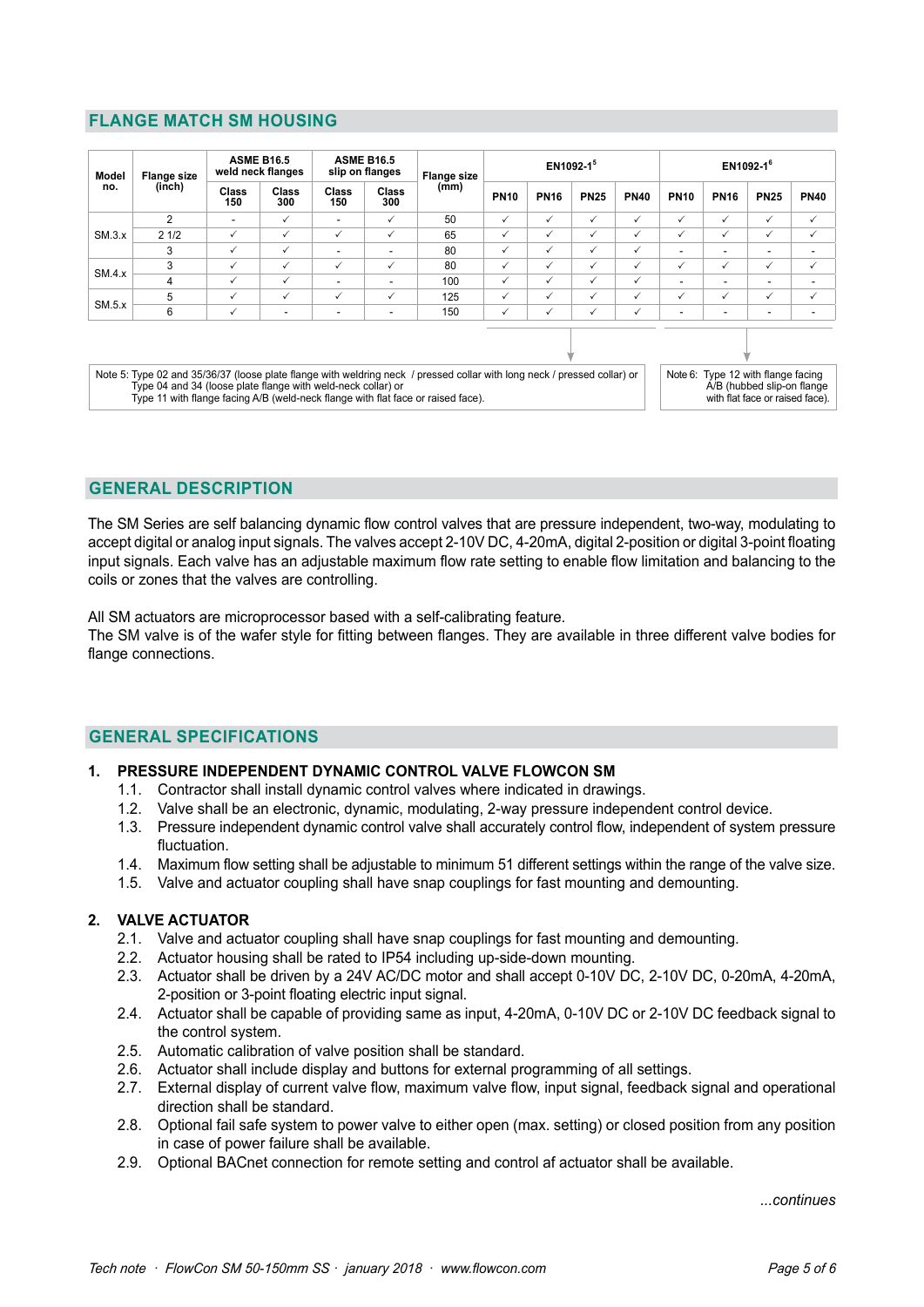## FLANGE MATCH SM HOUSING

| Model no. | Flange size (inch) | ASME B16.5 weld neck flanges | | ASME B16.5 slip on flanges | | Flange size (mm) | EN1092-1 [5] | | | | EN1092-1 [6] | | | |
|---|---|---|---|---|---|---|---|---|---|---|---|---|---|---|
| | | Class 150 | Class 300 | Class 150 | Class 300 | | PN10 | PN16 | PN25 | PN40 | PN10 | PN16 | PN25 | PN40 |
| SM.3.x | 2 | - | ✓ | - | ✓ | 50 | ✓ | ✓ | ✓ | ✓ | ✓ | ✓ | ✓ | ✓ |
| | 2 1/2 | ✓ | ✓ | ✓ | ✓ | 65 | ✓ | ✓ | ✓ | ✓ | ✓ | ✓ | ✓ | ✓ |
| | 3 | ✓ | ✓ | - | - | 80 | ✓ | ✓ | ✓ | ✓ | - | - | - | - |
| SM.4.x | 3 | ✓ | ✓ | ✓ | ✓ | 80 | ✓ | ✓ | ✓ | ✓ | ✓ | ✓ | ✓ | ✓ |
| | 4 | ✓ | ✓ | - | - | 100 | ✓ | ✓ | ✓ | ✓ | - | - | - | - |
| SM.5.x | 5 | ✓ | ✓ | ✓ | ✓ | 125 | ✓ | ✓ | ✓ | ✓ | ✓ | ✓ | ✓ | ✓ |
| | 6 | ✓ | - | - | - | 150 | ✓ | ✓ | ✓ | ✓ | - | - | - | - |

Note 5: Type 02 and 35/36/37 (loose plate flange with weldring neck / pressed collar with long neck / pressed collar) or
Type 04 and 34 (loose plate flange with weld-neck collar) or
Type 11 with flange facing A/B (weld-neck flange with flat face or raised face).

Note 6: Type 12 with flange facing A/B (hubbed slip-on flange with flat face or raised face).

## GENERAL DESCRIPTION

The SM Series are self balancing dynamic flow control valves that are pressure independent, two-way, modulating to accept digital or analog input signals. The valves accept 2-10V DC, 4-20mA, digital 2-position or digital 3-point floating input signals. Each valve has an adjustable maximum flow rate setting to enable flow limitation and balancing to the coils or zones that the valves are controlling.

All SM actuators are microprocessor based with a self-calibrating feature.
The SM valve is of the wafer style for fitting between flanges. They are available in three different valve bodies for flange connections.

## GENERAL SPECIFICATIONS

**1. PRESSURE INDEPENDENT DYNAMIC CONTROL VALVE FLOWCON SM**

1.1. Contractor shall install dynamic control valves where indicated in drawings.
1.2. Valve shall be an electronic, dynamic, modulating, 2-way pressure independent control device.
1.3. Pressure independent dynamic control valve shall accurately control flow, independent of system pressure fluctuation.
1.4. Maximum flow setting shall be adjustable to minimum 51 different settings within the range of the valve size.
1.5. Valve and actuator coupling shall have snap couplings for fast mounting and demounting.

**2. VALVE ACTUATOR**

2.1. Valve and actuator coupling shall have snap couplings for fast mounting and demounting.
2.2. Actuator housing shall be rated to IP54 including up-side-down mounting.
2.3. Actuator shall be driven by a 24V AC/DC motor and shall accept 0-10V DC, 2-10V DC, 0-20mA, 4-20mA, 2-position or 3-point floating electric input signal.
2.4. Actuator shall be capable of providing same as input, 4-20mA, 0-10V DC or 2-10V DC feedback signal to the control system.
2.5. Automatic calibration of valve position shall be standard.
2.6. Actuator shall include display and buttons for external programming of all settings.
2.7. External display of current valve flow, maximum valve flow, input signal, feedback signal and operational direction shall be standard.
2.8. Optional fail safe system to power valve to either open (max. setting) or closed position from any position in case of power failure shall be available.
2.9. Optional BACnet connection for remote setting and control af actuator shall be available.

*...continues*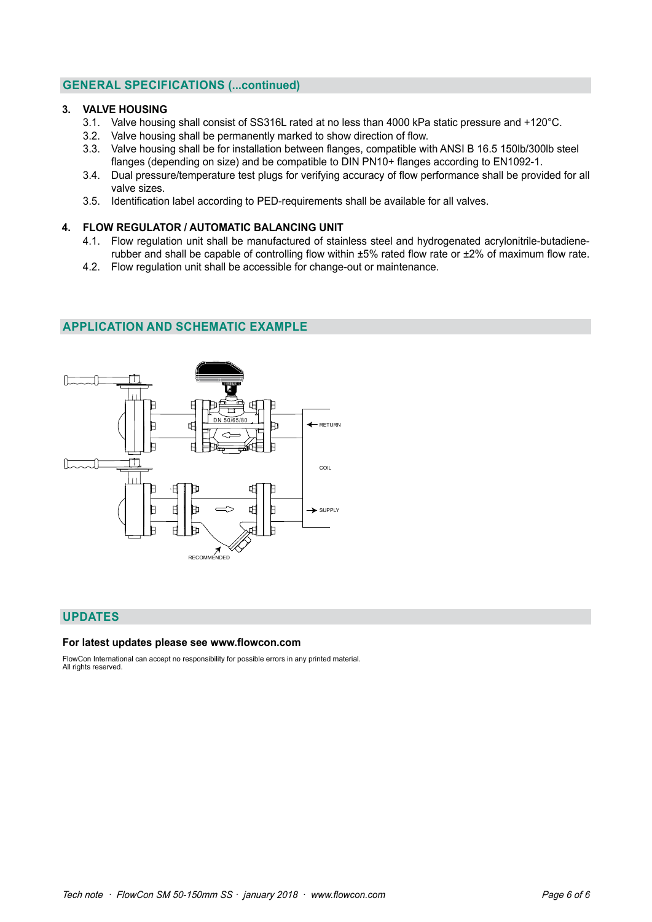## GENERAL SPECIFICATIONS (...continued)

### 3. VALVE HOUSING

3.1. Valve housing shall consist of SS316L rated at no less than 4000 kPa static pressure and +120°C.

3.2. Valve housing shall be permanently marked to show direction of flow.

3.3. Valve housing shall be for installation between flanges, compatible with ANSI B 16.5 150lb/300lb steel flanges (depending on size) and be compatible to DIN PN10+ flanges according to EN1092-1.

3.4. Dual pressure/temperature test plugs for verifying accuracy of flow performance shall be provided for all valve sizes.

3.5. Identification label according to PED-requirements shall be available for all valves.

### 4. FLOW REGULATOR / AUTOMATIC BALANCING UNIT

4.1. Flow regulation unit shall be manufactured of stainless steel and hydrogenated acrylonitrile-butadiene-rubber and shall be capable of controlling flow within ±5% rated flow rate or ±2% of maximum flow rate.

4.2. Flow regulation unit shall be accessible for change-out or maintenance.

## APPLICATION AND SCHEMATIC EXAMPLE

DN 50/65/80

RETURN

COIL

SUPPLY

RECOMMENDED

## UPDATES

**For latest updates please see www.flowcon.com**

FlowCon International can accept no responsibility for possible errors in any printed material.
All rights reserved.